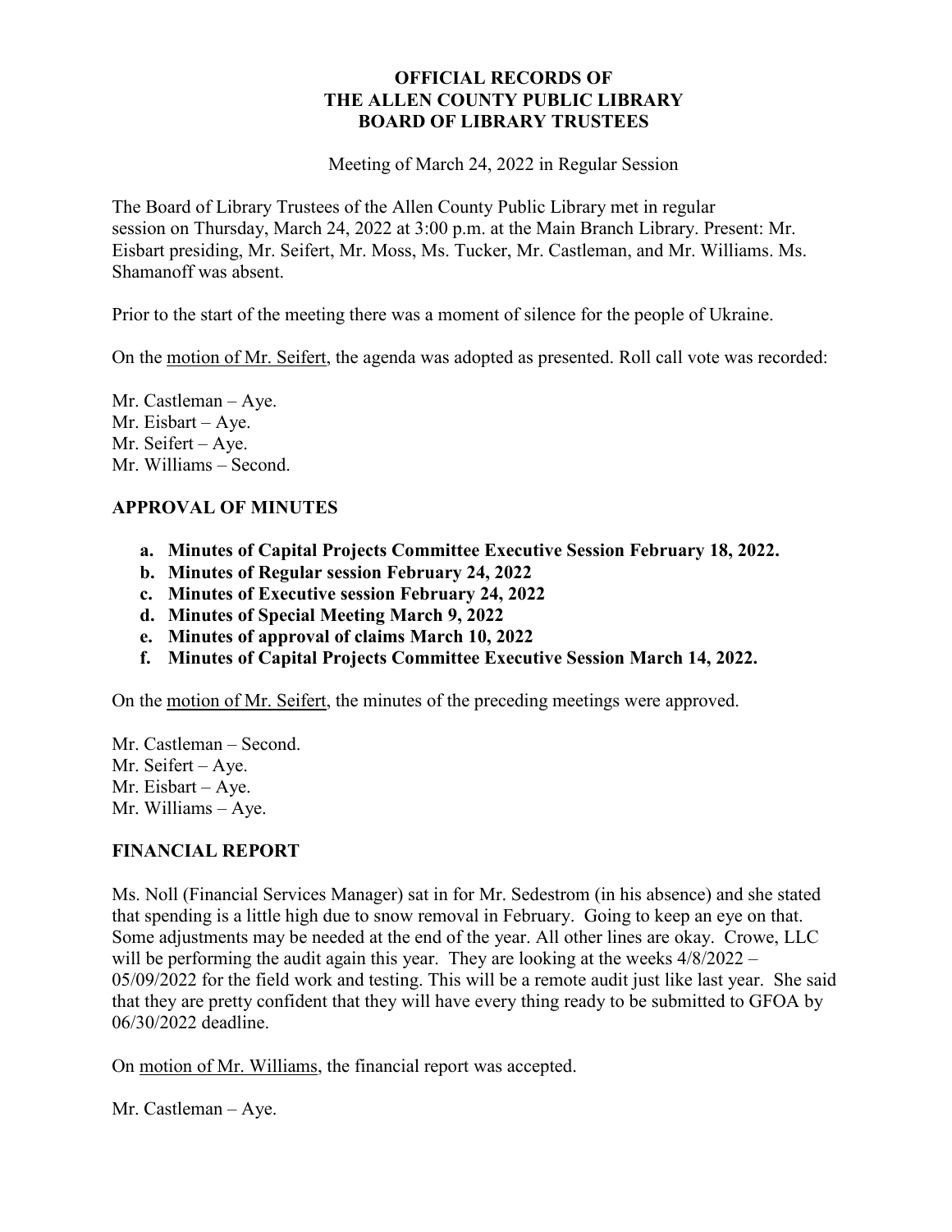**OFFICIAL RECORDS OF**
**THE ALLEN COUNTY PUBLIC LIBRARY**
**BOARD OF LIBRARY TRUSTEES**

Meeting of March 24, 2022 in Regular Session

The Board of Library Trustees of the Allen County Public Library met in regular session on Thursday, March 24, 2022 at 3:00 p.m. at the Main Branch Library. Present: Mr. Eisbart presiding, Mr. Seifert, Mr. Moss, Ms. Tucker, Mr. Castleman, and Mr. Williams. Ms. Shamanoff was absent.

Prior to the start of the meeting there was a moment of silence for the people of Ukraine.

On the motion of Mr. Seifert, the agenda was adopted as presented. Roll call vote was recorded:

Mr. Castleman – Aye.
Mr. Eisbart – Aye.
Mr. Seifert – Aye.
Mr. Williams – Second.

## APPROVAL OF MINUTES

- **a. Minutes of Capital Projects Committee Executive Session February 18, 2022.**
- **b. Minutes of Regular session February 24, 2022**
- **c. Minutes of Executive session February 24, 2022**
- **d. Minutes of Special Meeting March 9, 2022**
- **e. Minutes of approval of claims March 10, 2022**
- **f. Minutes of Capital Projects Committee Executive Session March 14, 2022.**

On the motion of Mr. Seifert, the minutes of the preceding meetings were approved.

Mr. Castleman – Second.
Mr. Seifert – Aye.
Mr. Eisbart – Aye.
Mr. Williams – Aye.

## FINANCIAL REPORT

Ms. Noll (Financial Services Manager) sat in for Mr. Sedestrom (in his absence) and she stated that spending is a little high due to snow removal in February. Going to keep an eye on that. Some adjustments may be needed at the end of the year. All other lines are okay. Crowe, LLC will be performing the audit again this year. They are looking at the weeks 4/8/2022 – 05/09/2022 for the field work and testing. This will be a remote audit just like last year. She said that they are pretty confident that they will have every thing ready to be submitted to GFOA by 06/30/2022 deadline.

On motion of Mr. Williams, the financial report was accepted.

Mr. Castleman – Aye.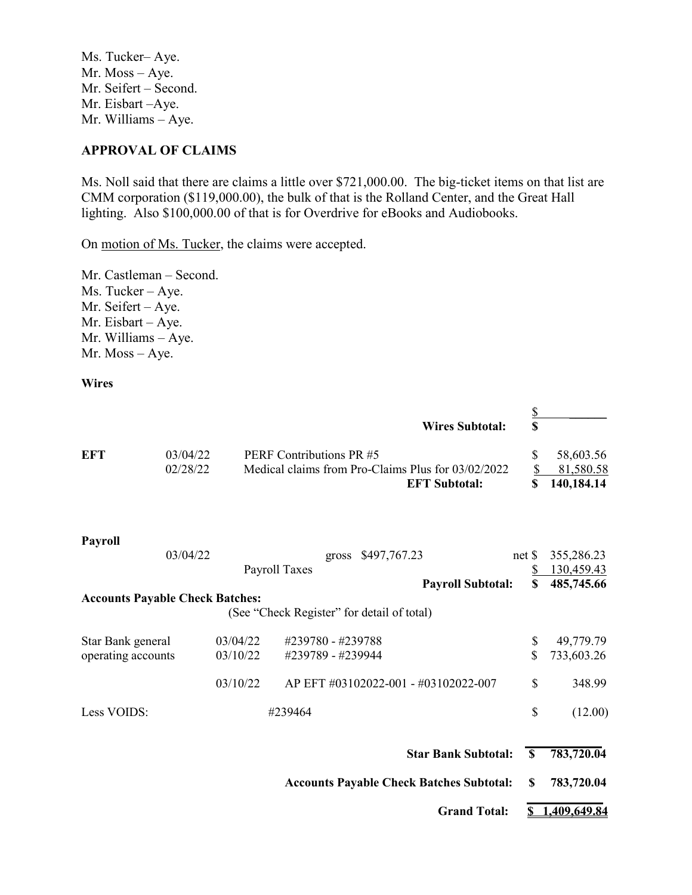Ms. Tucker– Aye.
Mr. Moss – Aye.
Mr. Seifert – Second.
Mr. Eisbart –Aye.
Mr. Williams – Aye.

## APPROVAL OF CLAIMS

Ms. Noll said that there are claims a little over $721,000.00. The big-ticket items on that list are CMM corporation ($119,000.00), the bulk of that is the Rolland Center, and the Great Hall lighting. Also $100,000.00 of that is for Overdrive for eBooks and Audiobooks.

On motion of Ms. Tucker, the claims were accepted.

Mr. Castleman – Second.
Ms. Tucker – Aye.
Mr. Seifert – Aye.
Mr. Eisbart – Aye.
Mr. Williams – Aye.
Mr. Moss – Aye.

**Wires**

| | | | | |
|---|---|---|---|---|
| | | | | $ |
| | | **Wires Subtotal:** | **$** | |
| **EFT** | 03/04/22 | PERF Contributions PR #5 | $ | 58,603.56 |
| | 02/28/22 | Medical claims from Pro-Claims Plus for 03/02/2022 | $ | 81,580.58 |
| | | **EFT Subtotal:** | **$** | **140,184.14** |
| **Payroll** | | | | |
| | 03/04/22 | gross $497,767.23 | net $ | 355,286.23 |
| | | Payroll Taxes | $ | 130,459.43 |
| | | **Payroll Subtotal:** | **$** | **485,745.66** |
| **Accounts Payable Check Batches:** | | (See "Check Register" for detail of total) | | |
| Star Bank general operating accounts | 03/04/22 | #239780 - #239788 | $ | 49,779.79 |
| | 03/10/22 | #239789 - #239944 | $ | 733,603.26 |
| | 03/10/22 | AP EFT #03102022-001 - #03102022-007 | $ | 348.99 |
| Less VOIDS: | | #239464 | $ | (12.00) |
| | | **Star Bank Subtotal:** | **$** | **783,720.04** |
| | | **Accounts Payable Check Batches Subtotal:** | **$** | **783,720.04** |
| | | **Grand Total:** | **$** | **1,409,649.84** |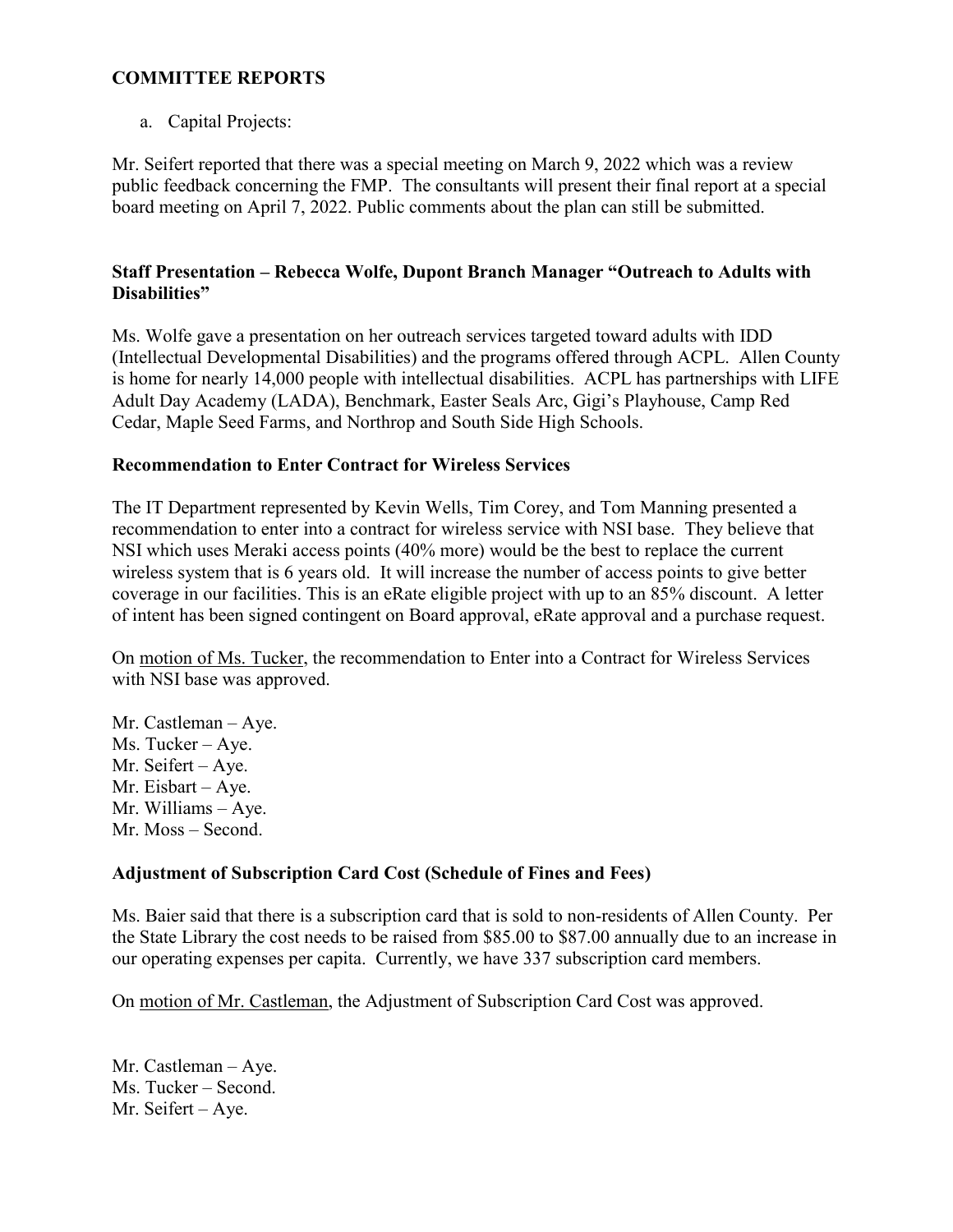## COMMITTEE REPORTS

a. Capital Projects:

Mr. Seifert reported that there was a special meeting on March 9, 2022 which was a review public feedback concerning the FMP. The consultants will present their final report at a special board meeting on April 7, 2022. Public comments about the plan can still be submitted.

**Staff Presentation – Rebecca Wolfe, Dupont Branch Manager "Outreach to Adults with Disabilities"**

Ms. Wolfe gave a presentation on her outreach services targeted toward adults with IDD (Intellectual Developmental Disabilities) and the programs offered through ACPL. Allen County is home for nearly 14,000 people with intellectual disabilities. ACPL has partnerships with LIFE Adult Day Academy (LADA), Benchmark, Easter Seals Arc, Gigi's Playhouse, Camp Red Cedar, Maple Seed Farms, and Northrop and South Side High Schools.

**Recommendation to Enter Contract for Wireless Services**

The IT Department represented by Kevin Wells, Tim Corey, and Tom Manning presented a recommendation to enter into a contract for wireless service with NSI base. They believe that NSI which uses Meraki access points (40% more) would be the best to replace the current wireless system that is 6 years old. It will increase the number of access points to give better coverage in our facilities. This is an eRate eligible project with up to an 85% discount. A letter of intent has been signed contingent on Board approval, eRate approval and a purchase request.

On motion of Ms. Tucker, the recommendation to Enter into a Contract for Wireless Services with NSI base was approved.

Mr. Castleman – Aye.
Ms. Tucker – Aye.
Mr. Seifert – Aye.
Mr. Eisbart – Aye.
Mr. Williams – Aye.
Mr. Moss – Second.

**Adjustment of Subscription Card Cost (Schedule of Fines and Fees)**

Ms. Baier said that there is a subscription card that is sold to non-residents of Allen County. Per the State Library the cost needs to be raised from $85.00 to $87.00 annually due to an increase in our operating expenses per capita. Currently, we have 337 subscription card members.

On motion of Mr. Castleman, the Adjustment of Subscription Card Cost was approved.

Mr. Castleman – Aye.
Ms. Tucker – Second.
Mr. Seifert – Aye.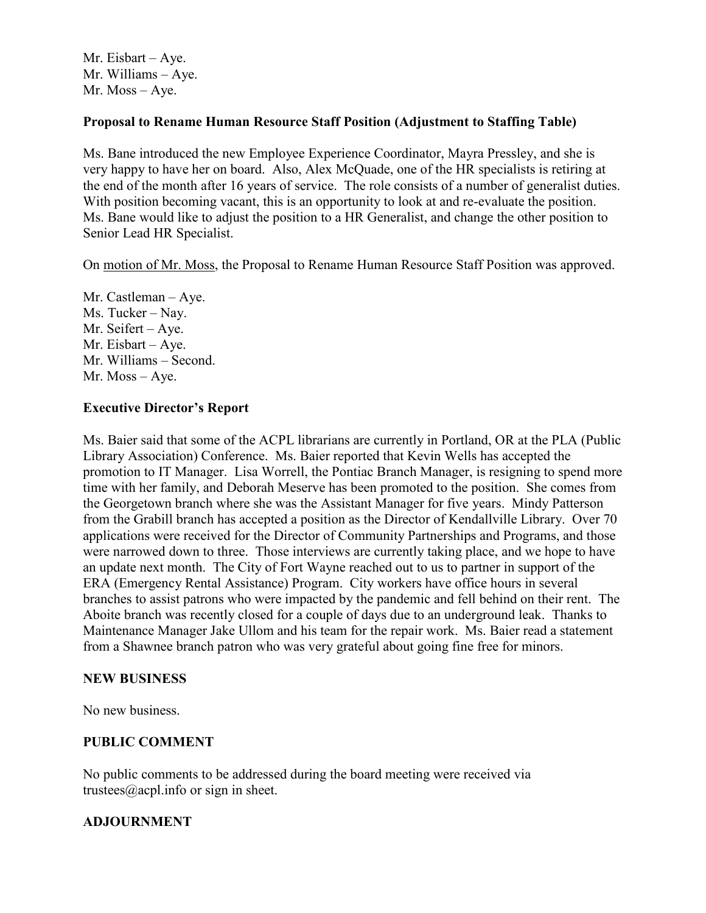Mr. Eisbart – Aye.
Mr. Williams – Aye.
Mr. Moss – Aye.

**Proposal to Rename Human Resource Staff Position (Adjustment to Staffing Table)**

Ms. Bane introduced the new Employee Experience Coordinator, Mayra Pressley, and she is very happy to have her on board. Also, Alex McQuade, one of the HR specialists is retiring at the end of the month after 16 years of service. The role consists of a number of generalist duties. With position becoming vacant, this is an opportunity to look at and re-evaluate the position. Ms. Bane would like to adjust the position to a HR Generalist, and change the other position to Senior Lead HR Specialist.

On <u>motion of Mr. Moss</u>, the Proposal to Rename Human Resource Staff Position was approved.

Mr. Castleman – Aye.
Ms. Tucker – Nay.
Mr. Seifert – Aye.
Mr. Eisbart – Aye.
Mr. Williams – Second.
Mr. Moss – Aye.

**Executive Director's Report**

Ms. Baier said that some of the ACPL librarians are currently in Portland, OR at the PLA (Public Library Association) Conference. Ms. Baier reported that Kevin Wells has accepted the promotion to IT Manager. Lisa Worrell, the Pontiac Branch Manager, is resigning to spend more time with her family, and Deborah Meserve has been promoted to the position. She comes from the Georgetown branch where she was the Assistant Manager for five years. Mindy Patterson from the Grabill branch has accepted a position as the Director of Kendallville Library. Over 70 applications were received for the Director of Community Partnerships and Programs, and those were narrowed down to three. Those interviews are currently taking place, and we hope to have an update next month. The City of Fort Wayne reached out to us to partner in support of the ERA (Emergency Rental Assistance) Program. City workers have office hours in several branches to assist patrons who were impacted by the pandemic and fell behind on their rent. The Aboite branch was recently closed for a couple of days due to an underground leak. Thanks to Maintenance Manager Jake Ullom and his team for the repair work. Ms. Baier read a statement from a Shawnee branch patron who was very grateful about going fine free for minors.

**NEW BUSINESS**

No new business.

**PUBLIC COMMENT**

No public comments to be addressed during the board meeting were received via trustees@acpl.info or sign in sheet.

**ADJOURNMENT**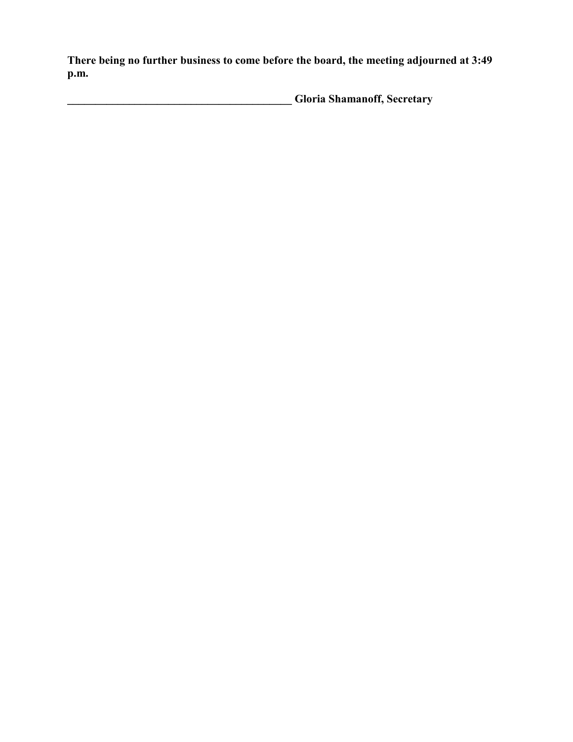**There being no further business to come before the board, the meeting adjourned at 3:49 p.m.**

**_________________________________________ Gloria Shamanoff, Secretary**